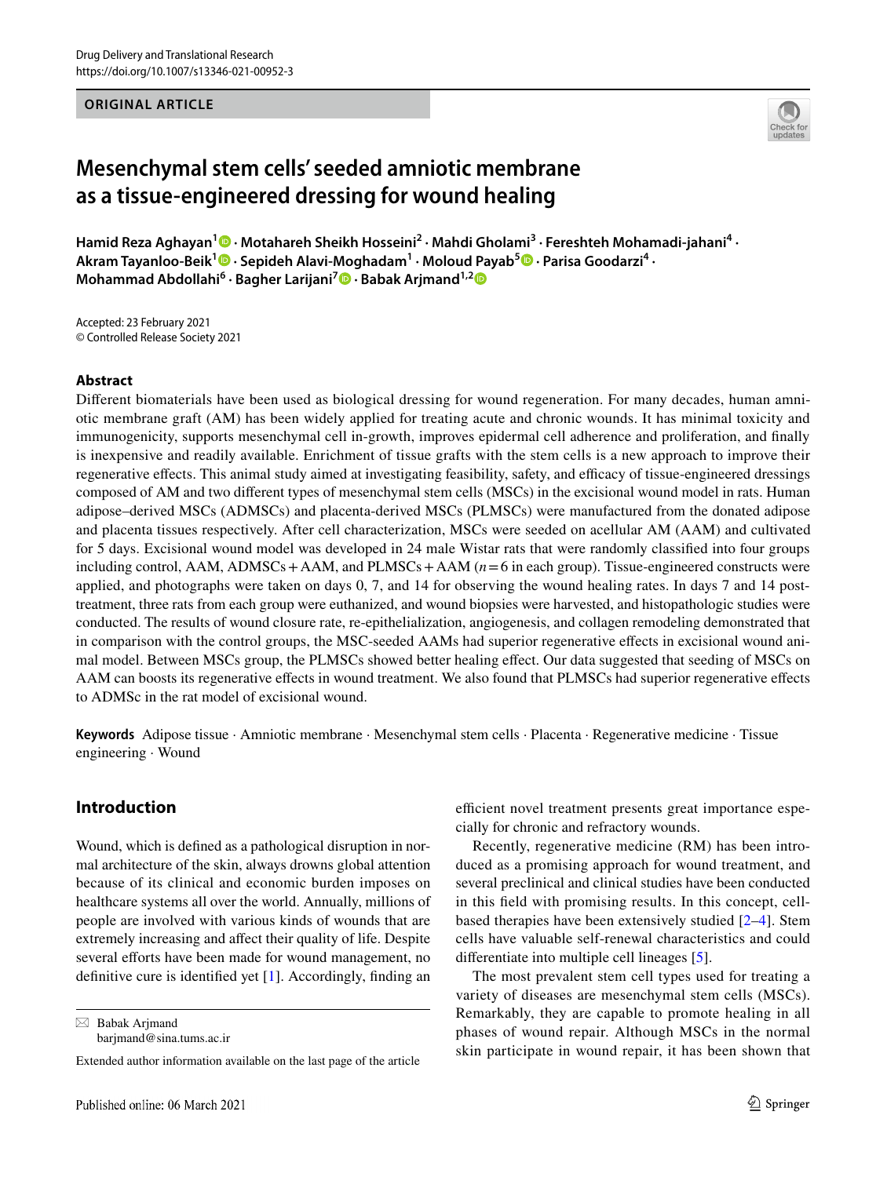ORIGINAL ARTICLE

# Mesenchymal stem cells' seeded amniotic membrane as a tissue-engineered dressing for wound healing

**Hamid Reza Aghayan[1] · Motahareh Sheikh Hosseini[2] · Mahdi Gholami[3] · Fereshteh Mohamadi-jahani[4] · Akram Tayanloo-Beik[1] · Sepideh Alavi-Moghadam[1] · Moloud Payab[5] · Parisa Goodarzi[4] · Mohammad Abdollahi[6] · Bagher Larijani[7] · Babak Arjmand[1,2]**

Accepted: 23 February 2021
© Controlled Release Society 2021

## Abstract

Different biomaterials have been used as biological dressing for wound regeneration. For many decades, human amniotic membrane graft (AM) has been widely applied for treating acute and chronic wounds. It has minimal toxicity and immunogenicity, supports mesenchymal cell in-growth, improves epidermal cell adherence and proliferation, and finally is inexpensive and readily available. Enrichment of tissue grafts with the stem cells is a new approach to improve their regenerative effects. This animal study aimed at investigating feasibility, safety, and efficacy of tissue-engineered dressings composed of AM and two different types of mesenchymal stem cells (MSCs) in the excisional wound model in rats. Human adipose–derived MSCs (ADMSCs) and placenta-derived MSCs (PLMSCs) were manufactured from the donated adipose and placenta tissues respectively. After cell characterization, MSCs were seeded on acellular AM (AAM) and cultivated for 5 days. Excisional wound model was developed in 24 male Wistar rats that were randomly classified into four groups including control, AAM, ADMSCs + AAM, and PLMSCs + AAM ($n = 6$ in each group). Tissue-engineered constructs were applied, and photographs were taken on days 0, 7, and 14 for observing the wound healing rates. In days 7 and 14 post-treatment, three rats from each group were euthanized, and wound biopsies were harvested, and histopathologic studies were conducted. The results of wound closure rate, re-epithelialization, angiogenesis, and collagen remodeling demonstrated that in comparison with the control groups, the MSC-seeded AAMs had superior regenerative effects in excisional wound animal model. Between MSCs group, the PLMSCs showed better healing effect. Our data suggested that seeding of MSCs on AAM can boosts its regenerative effects in wound treatment. We also found that PLMSCs had superior regenerative effects to ADMSc in the rat model of excisional wound.

**Keywords** Adipose tissue · Amniotic membrane · Mesenchymal stem cells · Placenta · Regenerative medicine · Tissue engineering · Wound

## Introduction

Wound, which is defined as a pathological disruption in normal architecture of the skin, always drowns global attention because of its clinical and economic burden imposes on healthcare systems all over the world. Annually, millions of people are involved with various kinds of wounds that are extremely increasing and affect their quality of life. Despite several efforts have been made for wound management, no definitive cure is identified yet [1]. Accordingly, finding an efficient novel treatment presents great importance especially for chronic and refractory wounds.

Recently, regenerative medicine (RM) has been introduced as a promising approach for wound treatment, and several preclinical and clinical studies have been conducted in this field with promising results. In this concept, cell-based therapies have been extensively studied [2–4]. Stem cells have valuable self-renewal characteristics and could differentiate into multiple cell lineages [5].

The most prevalent stem cell types used for treating a variety of diseases are mesenchymal stem cells (MSCs). Remarkably, they are capable to promote healing in all phases of wound repair. Although MSCs in the normal skin participate in wound repair, it has been shown that

✉ Babak Arjmand
barjmand@sina.tums.ac.ir

Extended author information available on the last page of the article

Published online: 06 March 2021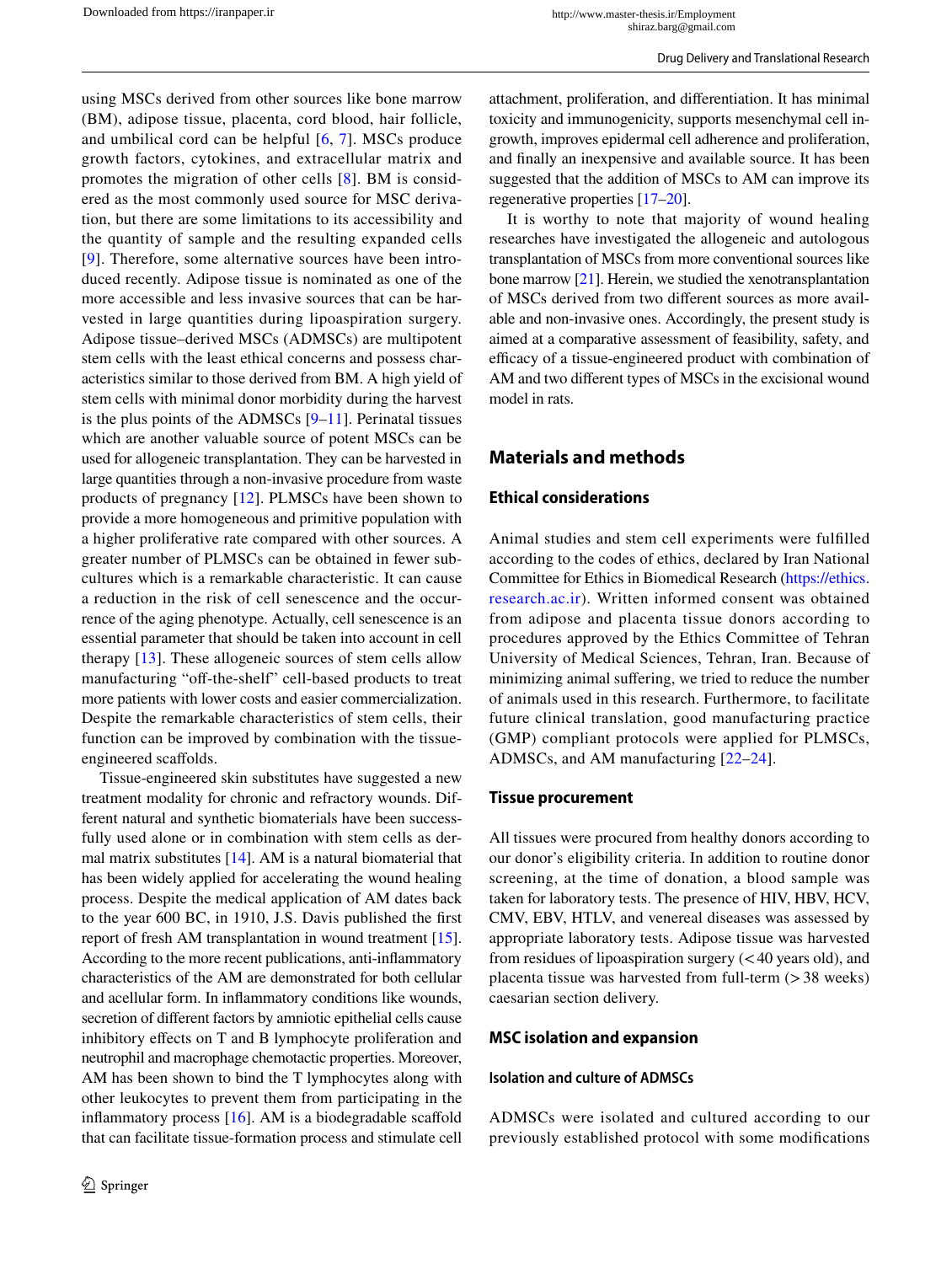using MSCs derived from other sources like bone marrow (BM), adipose tissue, placenta, cord blood, hair follicle, and umbilical cord can be helpful [6, 7]. MSCs produce growth factors, cytokines, and extracellular matrix and promotes the migration of other cells [8]. BM is considered as the most commonly used source for MSC derivation, but there are some limitations to its accessibility and the quantity of sample and the resulting expanded cells [9]. Therefore, some alternative sources have been introduced recently. Adipose tissue is nominated as one of the more accessible and less invasive sources that can be harvested in large quantities during lipoaspiration surgery. Adipose tissue–derived MSCs (ADMSCs) are multipotent stem cells with the least ethical concerns and possess characteristics similar to those derived from BM. A high yield of stem cells with minimal donor morbidity during the harvest is the plus points of the ADMSCs [9–11]. Perinatal tissues which are another valuable source of potent MSCs can be used for allogeneic transplantation. They can be harvested in large quantities through a non-invasive procedure from waste products of pregnancy [12]. PLMSCs have been shown to provide a more homogeneous and primitive population with a higher proliferative rate compared with other sources. A greater number of PLMSCs can be obtained in fewer subcultures which is a remarkable characteristic. It can cause a reduction in the risk of cell senescence and the occurrence of the aging phenotype. Actually, cell senescence is an essential parameter that should be taken into account in cell therapy [13]. These allogeneic sources of stem cells allow manufacturing "off-the-shelf" cell-based products to treat more patients with lower costs and easier commercialization. Despite the remarkable characteristics of stem cells, their function can be improved by combination with the tissue-engineered scaffolds.

Tissue-engineered skin substitutes have suggested a new treatment modality for chronic and refractory wounds. Different natural and synthetic biomaterials have been successfully used alone or in combination with stem cells as dermal matrix substitutes [14]. AM is a natural biomaterial that has been widely applied for accelerating the wound healing process. Despite the medical application of AM dates back to the year 600 BC, in 1910, J.S. Davis published the first report of fresh AM transplantation in wound treatment [15]. According to the more recent publications, anti-inflammatory characteristics of the AM are demonstrated for both cellular and acellular form. In inflammatory conditions like wounds, secretion of different factors by amniotic epithelial cells cause inhibitory effects on T and B lymphocyte proliferation and neutrophil and macrophage chemotactic properties. Moreover, AM has been shown to bind the T lymphocytes along with other leukocytes to prevent them from participating in the inflammatory process [16]. AM is a biodegradable scaffold that can facilitate tissue-formation process and stimulate cell attachment, proliferation, and differentiation. It has minimal toxicity and immunogenicity, supports mesenchymal cell in-growth, improves epidermal cell adherence and proliferation, and finally an inexpensive and available source. It has been suggested that the addition of MSCs to AM can improve its regenerative properties [17–20].

It is worthy to note that majority of wound healing researches have investigated the allogeneic and autologous transplantation of MSCs from more conventional sources like bone marrow [21]. Herein, we studied the xenotransplantation of MSCs derived from two different sources as more available and non-invasive ones. Accordingly, the present study is aimed at a comparative assessment of feasibility, safety, and efficacy of a tissue-engineered product with combination of AM and two different types of MSCs in the excisional wound model in rats.

## Materials and methods

### Ethical considerations

Animal studies and stem cell experiments were fulfilled according to the codes of ethics, declared by Iran National Committee for Ethics in Biomedical Research (https://ethics.research.ac.ir). Written informed consent was obtained from adipose and placenta tissue donors according to procedures approved by the Ethics Committee of Tehran University of Medical Sciences, Tehran, Iran. Because of minimizing animal suffering, we tried to reduce the number of animals used in this research. Furthermore, to facilitate future clinical translation, good manufacturing practice (GMP) compliant protocols were applied for PLMSCs, ADMSCs, and AM manufacturing [22–24].

### Tissue procurement

All tissues were procured from healthy donors according to our donor's eligibility criteria. In addition to routine donor screening, at the time of donation, a blood sample was taken for laboratory tests. The presence of HIV, HBV, HCV, CMV, EBV, HTLV, and venereal diseases was assessed by appropriate laboratory tests. Adipose tissue was harvested from residues of lipoaspiration surgery (< 40 years old), and placenta tissue was harvested from full-term (> 38 weeks) caesarian section delivery.

### MSC isolation and expansion

#### Isolation and culture of ADMSCs

ADMSCs were isolated and cultured according to our previously established protocol with some modifications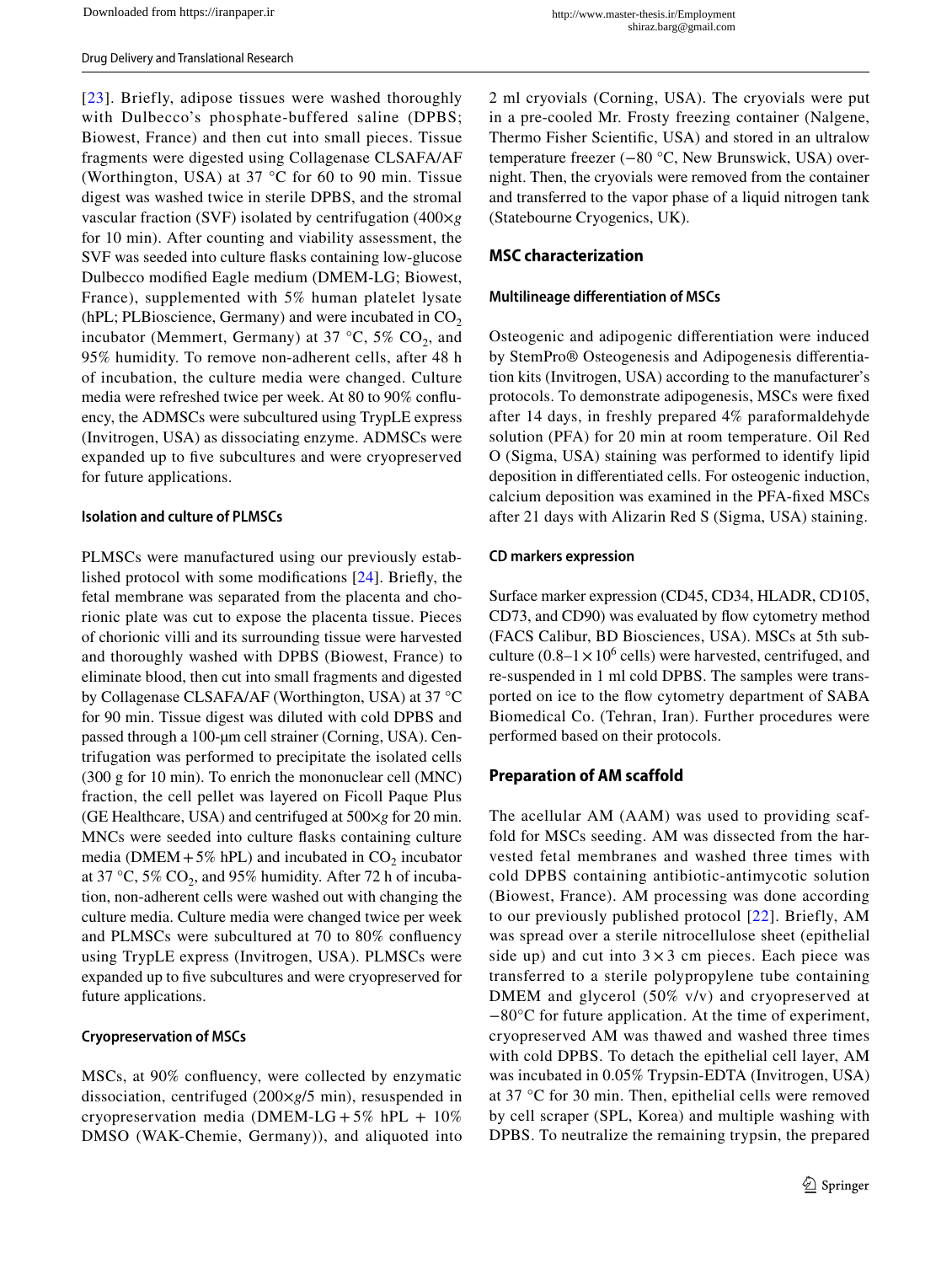[23]. Briefly, adipose tissues were washed thoroughly with Dulbecco's phosphate-buffered saline (DPBS; Biowest, France) and then cut into small pieces. Tissue fragments were digested using Collagenase CLSAFA/AF (Worthington, USA) at 37 °C for 60 to 90 min. Tissue digest was washed twice in sterile DPBS, and the stromal vascular fraction (SVF) isolated by centrifugation (400×*g* for 10 min). After counting and viability assessment, the SVF was seeded into culture flasks containing low-glucose Dulbecco modified Eagle medium (DMEM-LG; Biowest, France), supplemented with 5% human platelet lysate (hPL; PLBioscience, Germany) and were incubated in $CO_2$ incubator (Memmert, Germany) at 37 °C, 5% $CO_2$, and 95% humidity. To remove non-adherent cells, after 48 h of incubation, the culture media were changed. Culture media were refreshed twice per week. At 80 to 90% confluency, the ADMSCs were subcultured using TrypLE express (Invitrogen, USA) as dissociating enzyme. ADMSCs were expanded up to five subcultures and were cryopreserved for future applications.

### Isolation and culture of PLMSCs

PLMSCs were manufactured using our previously established protocol with some modifications [24]. Briefly, the fetal membrane was separated from the placenta and chorionic plate was cut to expose the placenta tissue. Pieces of chorionic villi and its surrounding tissue were harvested and thoroughly washed with DPBS (Biowest, France) to eliminate blood, then cut into small fragments and digested by Collagenase CLSAFA/AF (Worthington, USA) at 37 °C for 90 min. Tissue digest was diluted with cold DPBS and passed through a 100-μm cell strainer (Corning, USA). Centrifugation was performed to precipitate the isolated cells (300 g for 10 min). To enrich the mononuclear cell (MNC) fraction, the cell pellet was layered on Ficoll Paque Plus (GE Healthcare, USA) and centrifuged at 500×*g* for 20 min. MNCs were seeded into culture flasks containing culture media (DMEM + 5% hPL) and incubated in $CO_2$ incubator at 37 °C, 5% $CO_2$, and 95% humidity. After 72 h of incubation, non-adherent cells were washed out with changing the culture media. Culture media were changed twice per week and PLMSCs were subcultured at 70 to 80% confluency using TrypLE express (Invitrogen, USA). PLMSCs were expanded up to five subcultures and were cryopreserved for future applications.

### Cryopreservation of MSCs

MSCs, at 90% confluency, were collected by enzymatic dissociation, centrifuged (200×*g*/5 min), resuspended in cryopreservation media (DMEM-LG + 5% hPL + 10% DMSO (WAK-Chemie, Germany)), and aliquoted into 2 ml cryovials (Corning, USA). The cryovials were put in a pre-cooled Mr. Frosty freezing container (Nalgene, Thermo Fisher Scientific, USA) and stored in an ultralow temperature freezer (−80 °C, New Brunswick, USA) overnight. Then, the cryovials were removed from the container and transferred to the vapor phase of a liquid nitrogen tank (Statebourne Cryogenics, UK).

## MSC characterization

### Multilineage differentiation of MSCs

Osteogenic and adipogenic differentiation were induced by StemPro® Osteogenesis and Adipogenesis differentiation kits (Invitrogen, USA) according to the manufacturer's protocols. To demonstrate adipogenesis, MSCs were fixed after 14 days, in freshly prepared 4% paraformaldehyde solution (PFA) for 20 min at room temperature. Oil Red O (Sigma, USA) staining was performed to identify lipid deposition in differentiated cells. For osteogenic induction, calcium deposition was examined in the PFA-fixed MSCs after 21 days with Alizarin Red S (Sigma, USA) staining.

### CD markers expression

Surface marker expression (CD45, CD34, HLADR, CD105, CD73, and CD90) was evaluated by flow cytometry method (FACS Calibur, BD Biosciences, USA). MSCs at 5th subculture ($0.8–1 \times 10^6$ cells) were harvested, centrifuged, and re-suspended in 1 ml cold DPBS. The samples were transported on ice to the flow cytometry department of SABA Biomedical Co. (Tehran, Iran). Further procedures were performed based on their protocols.

## Preparation of AM scaffold

The acellular AM (AAM) was used to providing scaffold for MSCs seeding. AM was dissected from the harvested fetal membranes and washed three times with cold DPBS containing antibiotic-antimycotic solution (Biowest, France). AM processing was done according to our previously published protocol [22]. Briefly, AM was spread over a sterile nitrocellulose sheet (epithelial side up) and cut into 3 × 3 cm pieces. Each piece was transferred to a sterile polypropylene tube containing DMEM and glycerol (50% v/v) and cryopreserved at −80°C for future application. At the time of experiment, cryopreserved AM was thawed and washed three times with cold DPBS. To detach the epithelial cell layer, AM was incubated in 0.05% Trypsin-EDTA (Invitrogen, USA) at 37 °C for 30 min. Then, epithelial cells were removed by cell scraper (SPL, Korea) and multiple washing with DPBS. To neutralize the remaining trypsin, the prepared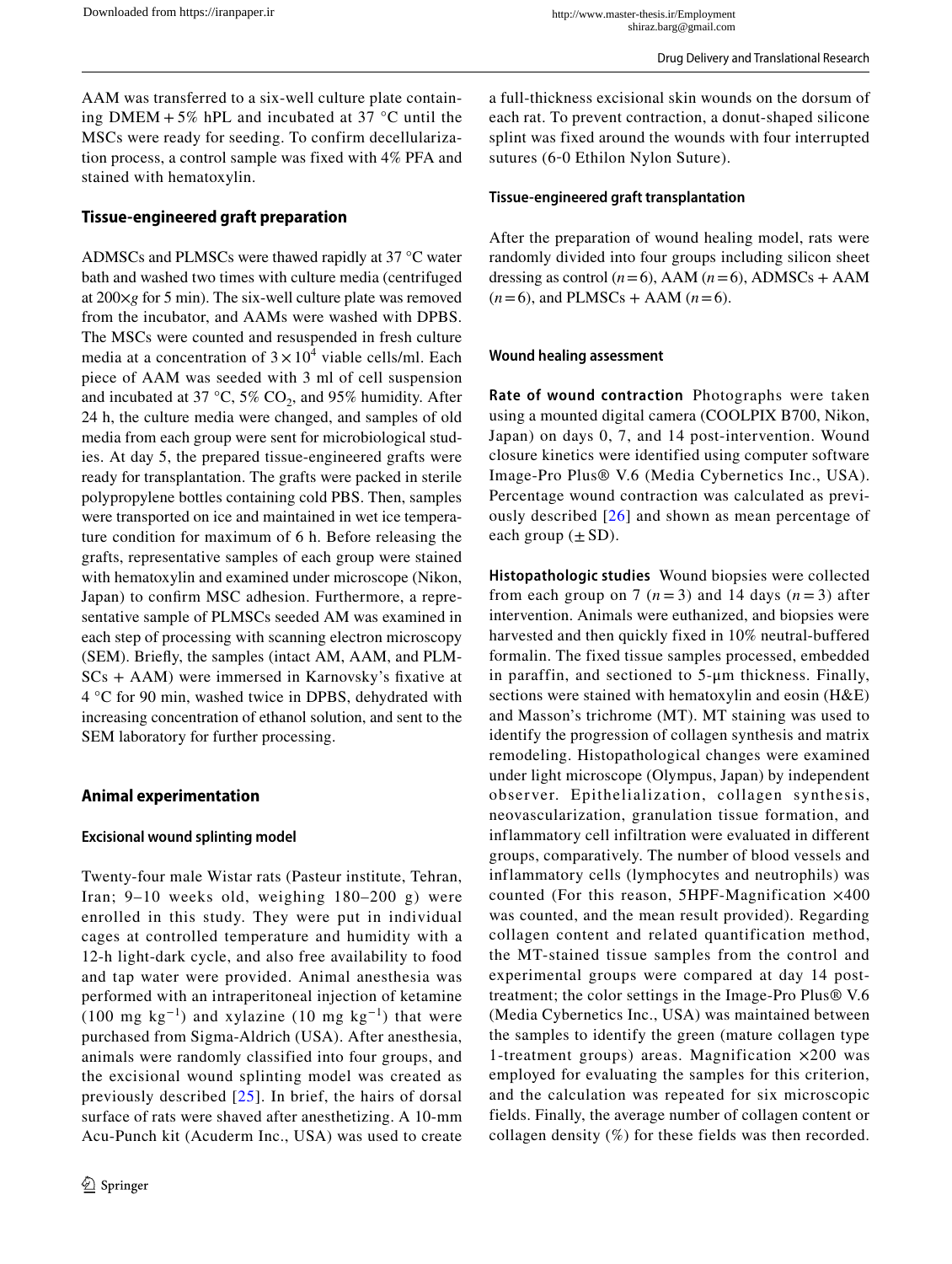AAM was transferred to a six-well culture plate containing DMEM + 5% hPL and incubated at 37 °C until the MSCs were ready for seeding. To confirm decellularization process, a control sample was fixed with 4% PFA and stained with hematoxylin.

### Tissue-engineered graft preparation

ADMSCs and PLMSCs were thawed rapidly at 37 °C water bath and washed two times with culture media (centrifuged at 200×*g* for 5 min). The six-well culture plate was removed from the incubator, and AAMs were washed with DPBS. The MSCs were counted and resuspended in fresh culture media at a concentration of $3 \times 10^4$ viable cells/ml. Each piece of AAM was seeded with 3 ml of cell suspension and incubated at 37 °C, 5% $CO_2$, and 95% humidity. After 24 h, the culture media were changed, and samples of old media from each group were sent for microbiological studies. At day 5, the prepared tissue-engineered grafts were ready for transplantation. The grafts were packed in sterile polypropylene bottles containing cold PBS. Then, samples were transported on ice and maintained in wet ice temperature condition for maximum of 6 h. Before releasing the grafts, representative samples of each group were stained with hematoxylin and examined under microscope (Nikon, Japan) to confirm MSC adhesion. Furthermore, a representative sample of PLMSCs seeded AM was examined in each step of processing with scanning electron microscopy (SEM). Briefly, the samples (intact AM, AAM, and PLMSCs + AAM) were immersed in Karnovsky's fixative at 4 °C for 90 min, washed twice in DPBS, dehydrated with increasing concentration of ethanol solution, and sent to the SEM laboratory for further processing.

### Animal experimentation

#### Excisional wound splinting model

Twenty-four male Wistar rats (Pasteur institute, Tehran, Iran; 9–10 weeks old, weighing 180–200 g) were enrolled in this study. They were put in individual cages at controlled temperature and humidity with a 12-h light-dark cycle, and also free availability to food and tap water were provided. Animal anesthesia was performed with an intraperitoneal injection of ketamine (100 mg $kg^{-1}$) and xylazine (10 mg $kg^{-1}$) that were purchased from Sigma-Aldrich (USA). After anesthesia, animals were randomly classified into four groups, and the excisional wound splinting model was created as previously described [25]. In brief, the hairs of dorsal surface of rats were shaved after anesthetizing. A 10-mm Acu-Punch kit (Acuderm Inc., USA) was used to create a full-thickness excisional skin wounds on the dorsum of each rat. To prevent contraction, a donut-shaped silicone splint was fixed around the wounds with four interrupted sutures (6-0 Ethilon Nylon Suture).

#### Tissue-engineered graft transplantation

After the preparation of wound healing model, rats were randomly divided into four groups including silicon sheet dressing as control ($n = 6$), AAM ($n = 6$), ADMSCs + AAM ($n = 6$), and PLMSCs + AAM ($n = 6$).

#### Wound healing assessment

**Rate of wound contraction** Photographs were taken using a mounted digital camera (COOLPIX B700, Nikon, Japan) on days 0, 7, and 14 post-intervention. Wound closure kinetics were identified using computer software Image-Pro Plus® V.6 (Media Cybernetics Inc., USA). Percentage wound contraction was calculated as previously described [26] and shown as mean percentage of each group (± SD).

**Histopathologic studies** Wound biopsies were collected from each group on 7 ($n = 3$) and 14 days ($n = 3$) after intervention. Animals were euthanized, and biopsies were harvested and then quickly fixed in 10% neutral-buffered formalin. The fixed tissue samples processed, embedded in paraffin, and sectioned to 5-μm thickness. Finally, sections were stained with hematoxylin and eosin (H&E) and Masson's trichrome (MT). MT staining was used to identify the progression of collagen synthesis and matrix remodeling. Histopathological changes were examined under light microscope (Olympus, Japan) by independent observer. Epithelialization, collagen synthesis, neovascularization, granulation tissue formation, and inflammatory cell infiltration were evaluated in different groups, comparatively. The number of blood vessels and inflammatory cells (lymphocytes and neutrophils) was counted (For this reason, 5HPF-Magnification ×400 was counted, and the mean result provided). Regarding collagen content and related quantification method, the MT-stained tissue samples from the control and experimental groups were compared at day 14 post-treatment; the color settings in the Image-Pro Plus® V.6 (Media Cybernetics Inc., USA) was maintained between the samples to identify the green (mature collagen type 1-treatment groups) areas. Magnification ×200 was employed for evaluating the samples for this criterion, and the calculation was repeated for six microscopic fields. Finally, the average number of collagen content or collagen density (%) for these fields was then recorded.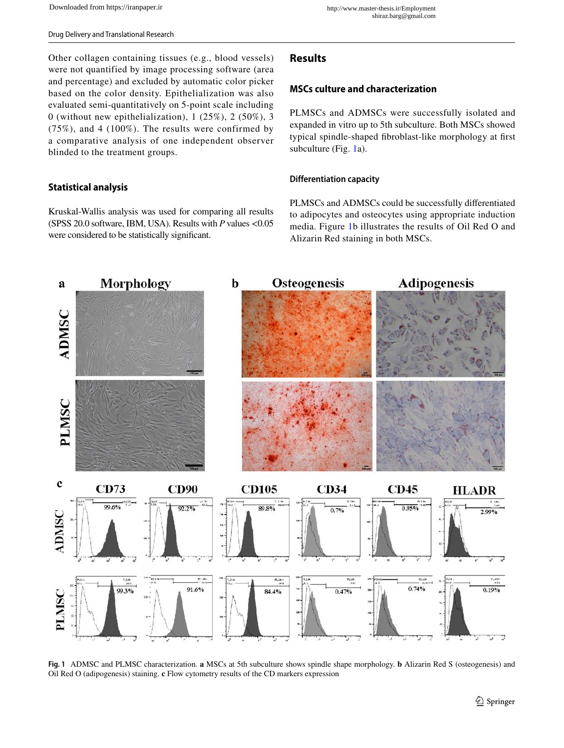Other collagen containing tissues (e.g., blood vessels) were not quantified by image processing software (area and percentage) and excluded by automatic color picker based on the color density. Epithelialization was also evaluated semi-quantitatively on 5-point scale including 0 (without new epithelialization), 1 (25%), 2 (50%), 3 (75%), and 4 (100%). The results were confirmed by a comparative analysis of one independent observer blinded to the treatment groups.

### Statistical analysis

Kruskal-Wallis analysis was used for comparing all results (SPSS 20.0 software, IBM, USA). Results with *P* values <0.05 were considered to be statistically significant.

## Results

### MSCs culture and characterization

PLMSCs and ADMSCs were successfully isolated and expanded in vitro up to 5th subculture. Both MSCs showed typical spindle-shaped fibroblast-like morphology at first subculture (Fig. 1a).

#### Differentiation capacity

PLMSCs and ADMSCs could be successfully differentiated to adipocytes and osteocytes using appropriate induction media. Figure 1b illustrates the results of Oil Red O and Alizarin Red staining in both MSCs.

**Fig. 1** ADMSC and PLMSC characterization. **a** MSCs at 5th subculture shows spindle shape morphology. **b** Alizarin Red S (osteogenesis) and Oil Red O (adipogenesis) staining. **c** Flow cytometry results of the CD markers expression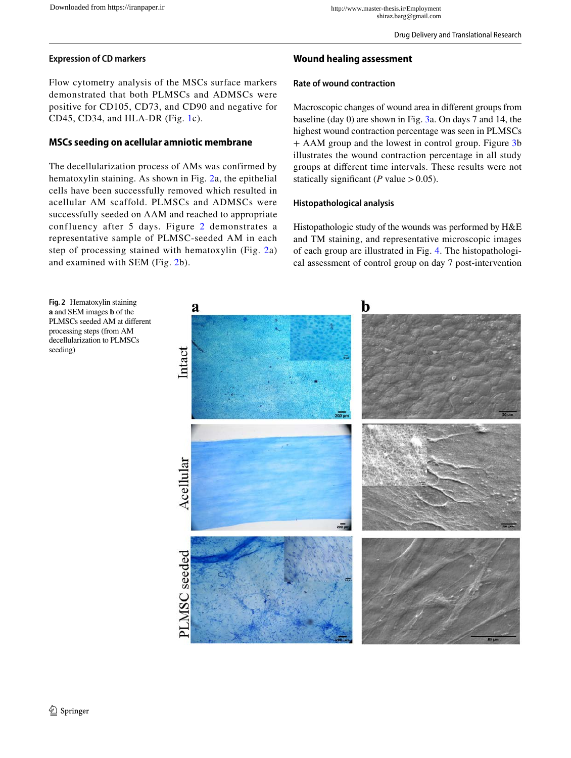### Expression of CD markers

Flow cytometry analysis of the MSCs surface markers demonstrated that both PLMSCs and ADMSCs were positive for CD105, CD73, and CD90 and negative for CD45, CD34, and HLA-DR (Fig. 1c).

### MSCs seeding on acellular amniotic membrane

The decellularization process of AMs was confirmed by hematoxylin staining. As shown in Fig. 2a, the epithelial cells have been successfully removed which resulted in acellular AM scaffold. PLMSCs and ADMSCs were successfully seeded on AAM and reached to appropriate confluency after 5 days. Figure 2 demonstrates a representative sample of PLMSC-seeded AM in each step of processing stained with hematoxylin (Fig. 2a) and examined with SEM (Fig. 2b).

## Wound healing assessment

### Rate of wound contraction

Macroscopic changes of wound area in different groups from baseline (day 0) are shown in Fig. 3a. On days 7 and 14, the highest wound contraction percentage was seen in PLMSCs + AAM group and the lowest in control group. Figure 3b illustrates the wound contraction percentage in all study groups at different time intervals. These results were not statically significant ($P$ value $> 0.05$).

### Histopathological analysis

Histopathologic study of the wounds was performed by H&E and TM staining, and representative microscopic images of each group are illustrated in Fig. 4. The histopathological assessment of control group on day 7 post-intervention

**Fig. 2** Hematoxylin staining **a** and SEM images **b** of the PLMSCs seeded AM at different processing steps (from AM decellularization to PLMSCs seeding)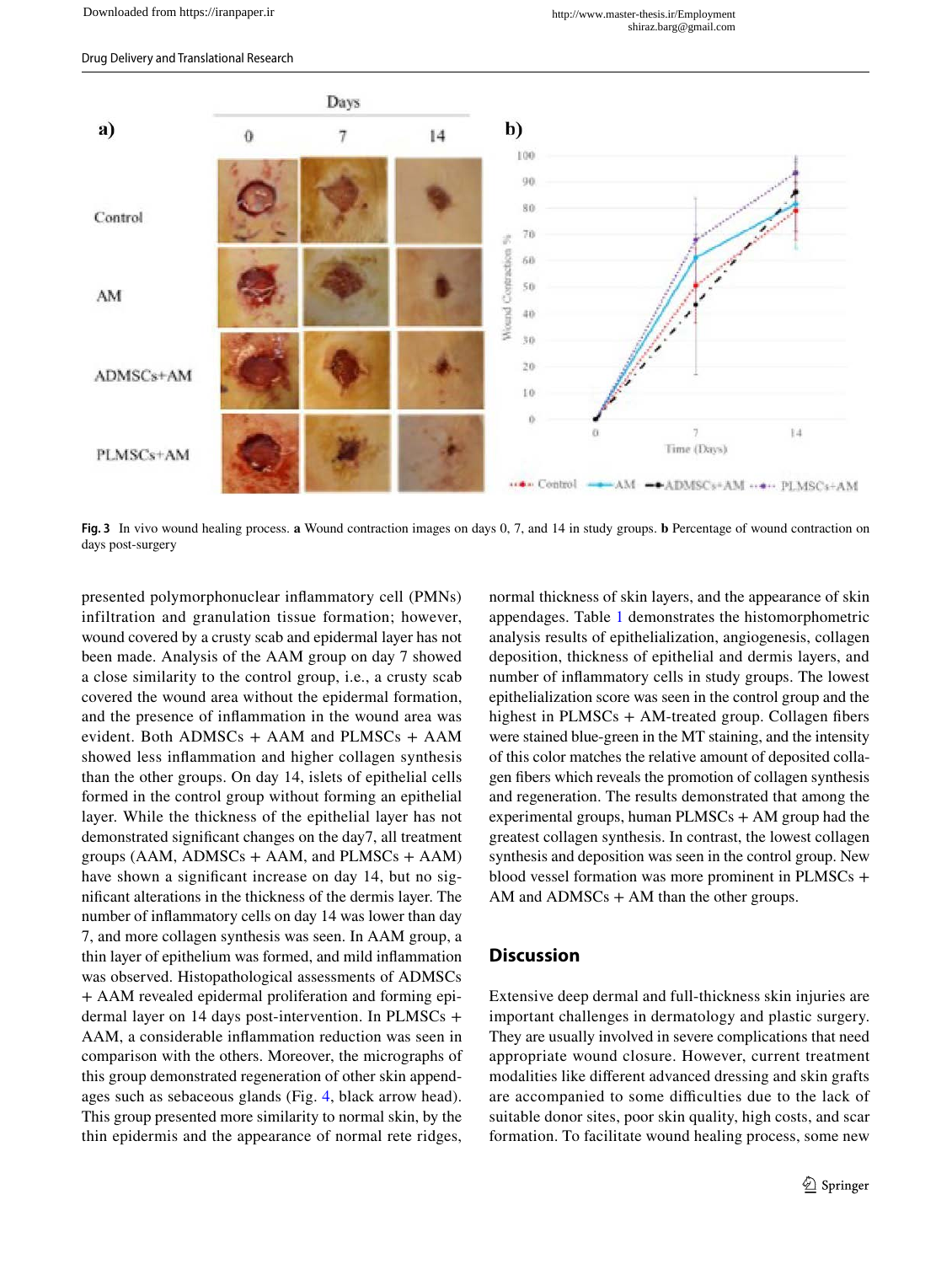Fig. 3 In vivo wound healing process. **a** Wound contraction images on days 0, 7, and 14 in study groups. **b** Percentage of wound contraction on days post-surgery

presented polymorphonuclear inflammatory cell (PMNs) infiltration and granulation tissue formation; however, wound covered by a crusty scab and epidermal layer has not been made. Analysis of the AAM group on day 7 showed a close similarity to the control group, i.e., a crusty scab covered the wound area without the epidermal formation, and the presence of inflammation in the wound area was evident. Both ADMSCs + AAM and PLMSCs + AAM showed less inflammation and higher collagen synthesis than the other groups. On day 14, islets of epithelial cells formed in the control group without forming an epithelial layer. While the thickness of the epithelial layer has not demonstrated significant changes on the day7, all treatment groups (AAM, ADMSCs + AAM, and PLMSCs + AAM) have shown a significant increase on day 14, but no significant alterations in the thickness of the dermis layer. The number of inflammatory cells on day 14 was lower than day 7, and more collagen synthesis was seen. In AAM group, a thin layer of epithelium was formed, and mild inflammation was observed. Histopathological assessments of ADMSCs + AAM revealed epidermal proliferation and forming epidermal layer on 14 days post-intervention. In PLMSCs + AAM, a considerable inflammation reduction was seen in comparison with the others. Moreover, the micrographs of this group demonstrated regeneration of other skin appendages such as sebaceous glands (Fig. 4, black arrow head). This group presented more similarity to normal skin, by the thin epidermis and the appearance of normal rete ridges, normal thickness of skin layers, and the appearance of skin appendages. Table 1 demonstrates the histomorphometric analysis results of epithelialization, angiogenesis, collagen deposition, thickness of epithelial and dermis layers, and number of inflammatory cells in study groups. The lowest epithelialization score was seen in the control group and the highest in PLMSCs + AM-treated group. Collagen fibers were stained blue-green in the MT staining, and the intensity of this color matches the relative amount of deposited collagen fibers which reveals the promotion of collagen synthesis and regeneration. The results demonstrated that among the experimental groups, human PLMSCs + AM group had the greatest collagen synthesis. In contrast, the lowest collagen synthesis and deposition was seen in the control group. New blood vessel formation was more prominent in PLMSCs + AM and ADMSCs + AM than the other groups.

## Discussion

Extensive deep dermal and full-thickness skin injuries are important challenges in dermatology and plastic surgery. They are usually involved in severe complications that need appropriate wound closure. However, current treatment modalities like different advanced dressing and skin grafts are accompanied to some difficulties due to the lack of suitable donor sites, poor skin quality, high costs, and scar formation. To facilitate wound healing process, some new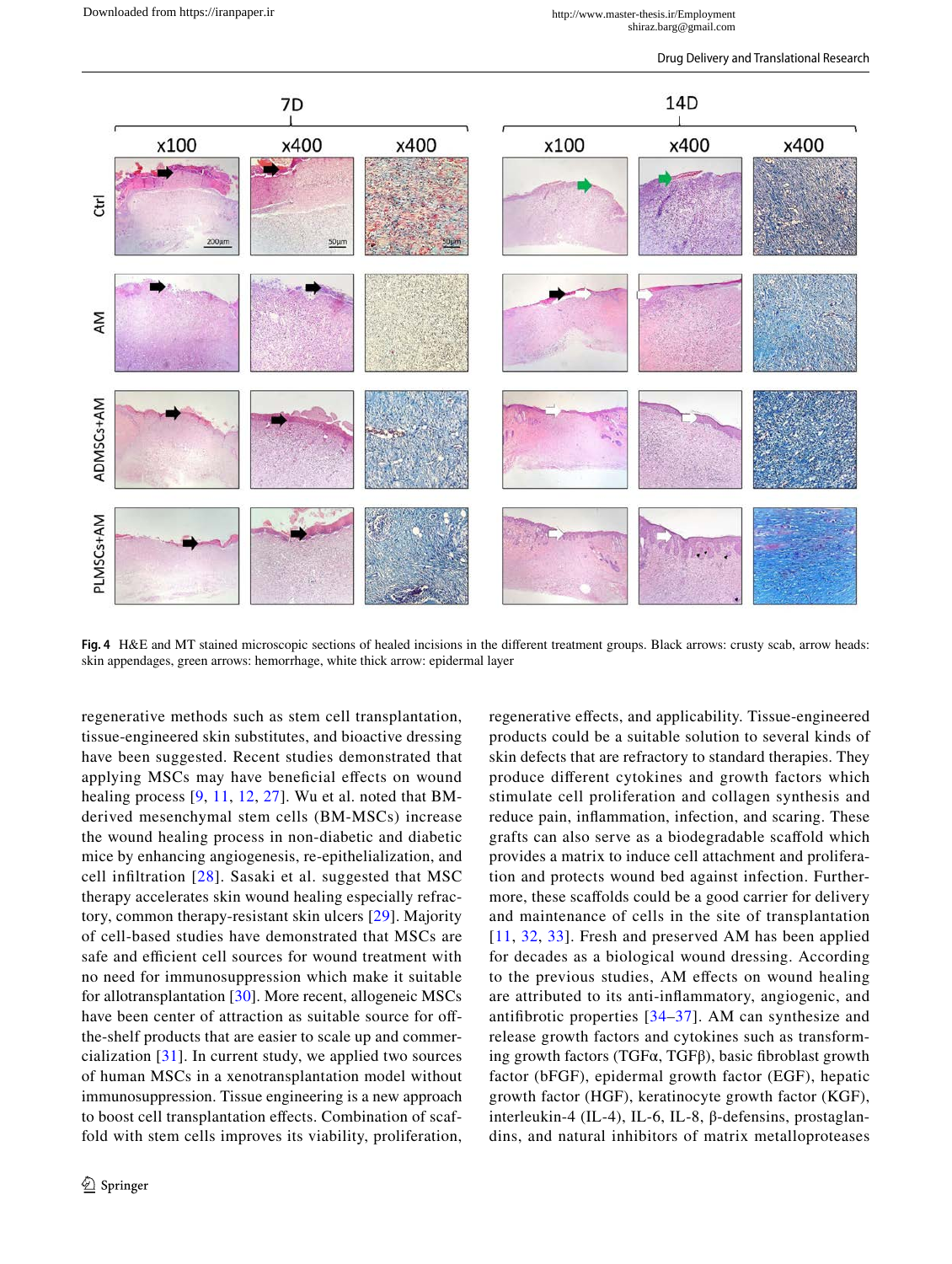**Fig. 4** H&E and MT stained microscopic sections of healed incisions in the different treatment groups. Black arrows: crusty scab, arrow heads: skin appendages, green arrows: hemorrhage, white thick arrow: epidermal layer

regenerative methods such as stem cell transplantation, tissue-engineered skin substitutes, and bioactive dressing have been suggested. Recent studies demonstrated that applying MSCs may have beneficial effects on wound healing process [9, 11, 12, 27]. Wu et al. noted that BM-derived mesenchymal stem cells (BM-MSCs) increase the wound healing process in non-diabetic and diabetic mice by enhancing angiogenesis, re-epithelialization, and cell infiltration [28]. Sasaki et al. suggested that MSC therapy accelerates skin wound healing especially refractory, common therapy-resistant skin ulcers [29]. Majority of cell-based studies have demonstrated that MSCs are safe and efficient cell sources for wound treatment with no need for immunosuppression which make it suitable for allotransplantation [30]. More recent, allogeneic MSCs have been center of attraction as suitable source for off-the-shelf products that are easier to scale up and commercialization [31]. In current study, we applied two sources of human MSCs in a xenotransplantation model without immunosuppression. Tissue engineering is a new approach to boost cell transplantation effects. Combination of scaffold with stem cells improves its viability, proliferation, regenerative effects, and applicability. Tissue-engineered products could be a suitable solution to several kinds of skin defects that are refractory to standard therapies. They produce different cytokines and growth factors which stimulate cell proliferation and collagen synthesis and reduce pain, inflammation, infection, and scaring. These grafts can also serve as a biodegradable scaffold which provides a matrix to induce cell attachment and proliferation and protects wound bed against infection. Furthermore, these scaffolds could be a good carrier for delivery and maintenance of cells in the site of transplantation [11, 32, 33]. Fresh and preserved AM has been applied for decades as a biological wound dressing. According to the previous studies, AM effects on wound healing are attributed to its anti-inflammatory, angiogenic, and antifibrotic properties [34–37]. AM can synthesize and release growth factors and cytokines such as transforming growth factors (TGFα, TGFβ), basic fibroblast growth factor (bFGF), epidermal growth factor (EGF), hepatic growth factor (HGF), keratinocyte growth factor (KGF), interleukin-4 (IL-4), IL-6, IL-8, β-defensins, prostaglandins, and natural inhibitors of matrix metalloproteases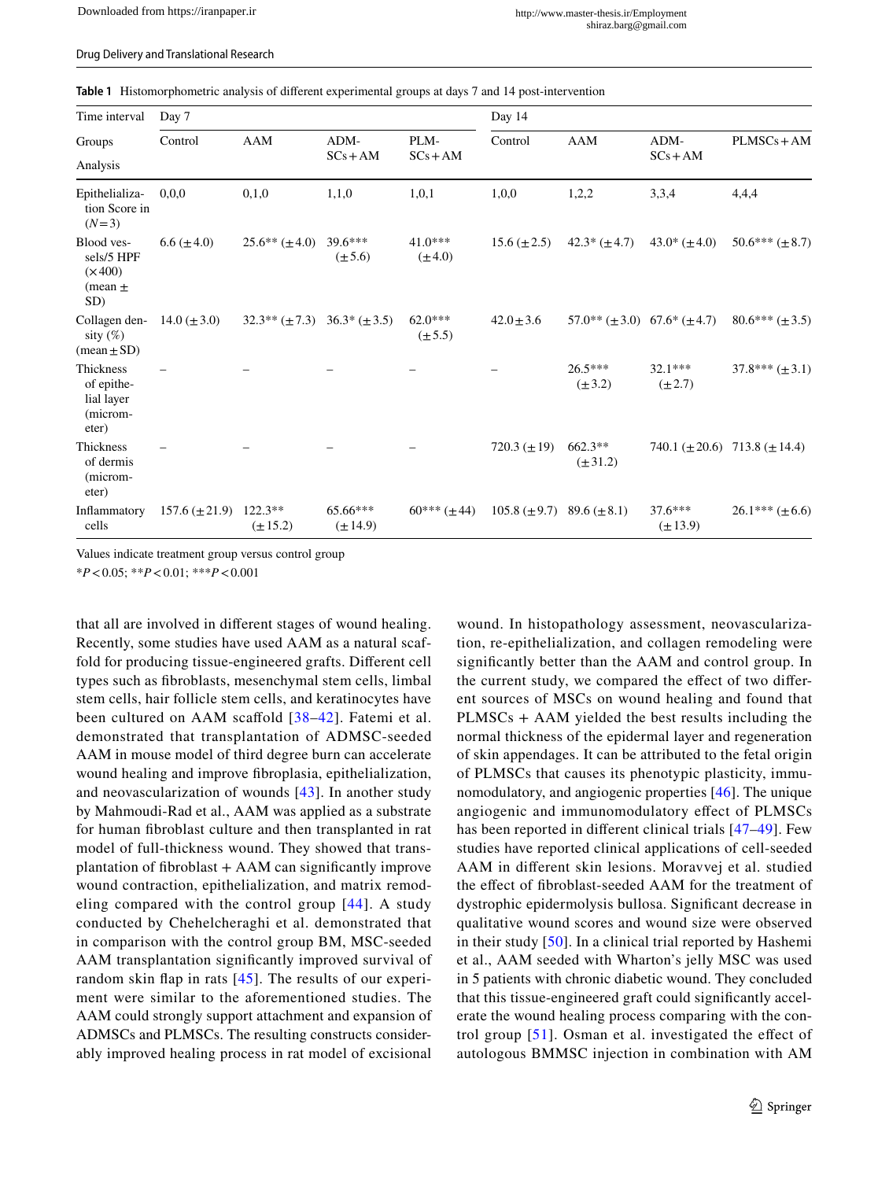**Table 1** Histomorphometric analysis of different experimental groups at days 7 and 14 post-intervention

| Time interval | Day 7 | | | | Day 14 | | | |
|---|---|---|---|---|---|---|---|---|
| Groups / Analysis | Control | AAM | ADM-SCs + AM | PLM-SCs + AM | Control | AAM | ADM-SCs + AM | PLMSCs + AM |
| Epithelialization Score in ($N = 3$) | 0,0,0 | 0,1,0 | 1,1,0 | 1,0,1 | 1,0,0 | 1,2,2 | 3,3,4 | 4,4,4 |
| Blood vessels/5 HPF (×400) (mean ± SD) | 6.6 (±4.0) | 25.6** (±4.0) | 39.6*** (±5.6) | 41.0*** (±4.0) | 15.6 (±2.5) | 42.3* (±4.7) | 43.0* (±4.0) | 50.6*** (±8.7) |
| Collagen density (%) (mean ± SD) | 14.0 (±3.0) | 32.3** (±7.3) | 36.3* (±3.5) | 62.0*** (±5.5) | 42.0 ± 3.6 | 57.0** (±3.0) | 67.6* (±4.7) | 80.6*** (±3.5) |
| Thickness of epithelial layer (micrometer) | – | – | – | – | – | 26.5*** (±3.2) | 32.1*** (±2.7) | 37.8*** (±3.1) |
| Thickness of dermis (micrometer) | – | – | – | – | 720.3 (±19) | 662.3** (±31.2) | 740.1 (±20.6) | 713.8 (±14.4) |
| Inflammatory cells | 157.6 (±21.9) | 122.3** (±15.2) | 65.66*** (±14.9) | 60*** (±44) | 105.8 (±9.7) | 89.6 (±8.1) | 37.6*** (±13.9) | 26.1*** (±6.6) |

Values indicate treatment group versus control group

*$P < 0.05$; **$P < 0.01$; ***$P < 0.001$

that all are involved in different stages of wound healing. Recently, some studies have used AAM as a natural scaffold for producing tissue-engineered grafts. Different cell types such as fibroblasts, mesenchymal stem cells, limbal stem cells, hair follicle stem cells, and keratinocytes have been cultured on AAM scaffold [38–42]. Fatemi et al. demonstrated that transplantation of ADMSC-seeded AAM in mouse model of third degree burn can accelerate wound healing and improve fibroplasia, epithelialization, and neovascularization of wounds [43]. In another study by Mahmoudi-Rad et al., AAM was applied as a substrate for human fibroblast culture and then transplanted in rat model of full-thickness wound. They showed that transplantation of fibroblast + AAM can significantly improve wound contraction, re-epithelialization, and matrix remodeling compared with the control group [44]. A study conducted by Chehelcheraghi et al. demonstrated that in comparison with the control group BM, MSC-seeded AAM transplantation significantly improved survival of random skin flap in rats [45]. The results of our experiment were similar to the aforementioned studies. The AAM could strongly support attachment and expansion of ADMSCs and PLMSCs. The resulting constructs considerably improved healing process in rat model of excisional wound. In histopathology assessment, neovascularization, re-epithelialization, and collagen remodeling were significantly better than the AAM and control group. In the current study, we compared the effect of two different sources of MSCs on wound healing and found that PLMSCs + AAM yielded the best results including the normal thickness of the epidermal layer and regeneration of skin appendages. It can be attributed to the fetal origin of PLMSCs that causes its phenotypic plasticity, immunomodulatory, and angiogenic properties [46]. The unique angiogenic and immunomodulatory effect of PLMSCs has been reported in different clinical trials [47–49]. Few studies have reported clinical applications of cell-seeded AAM in different skin lesions. Moravvej et al. studied the effect of fibroblast-seeded AAM for the treatment of dystrophic epidermolysis bullosa. Significant decrease in qualitative wound scores and wound size were observed in their study [50]. In a clinical trial reported by Hashemi et al., AAM seeded with Wharton's jelly MSC was used in 5 patients with chronic diabetic wound. They concluded that this tissue-engineered graft could significantly accelerate the wound healing process comparing with the control group [51]. Osman et al. investigated the effect of autologous BMMSC injection in combination with AM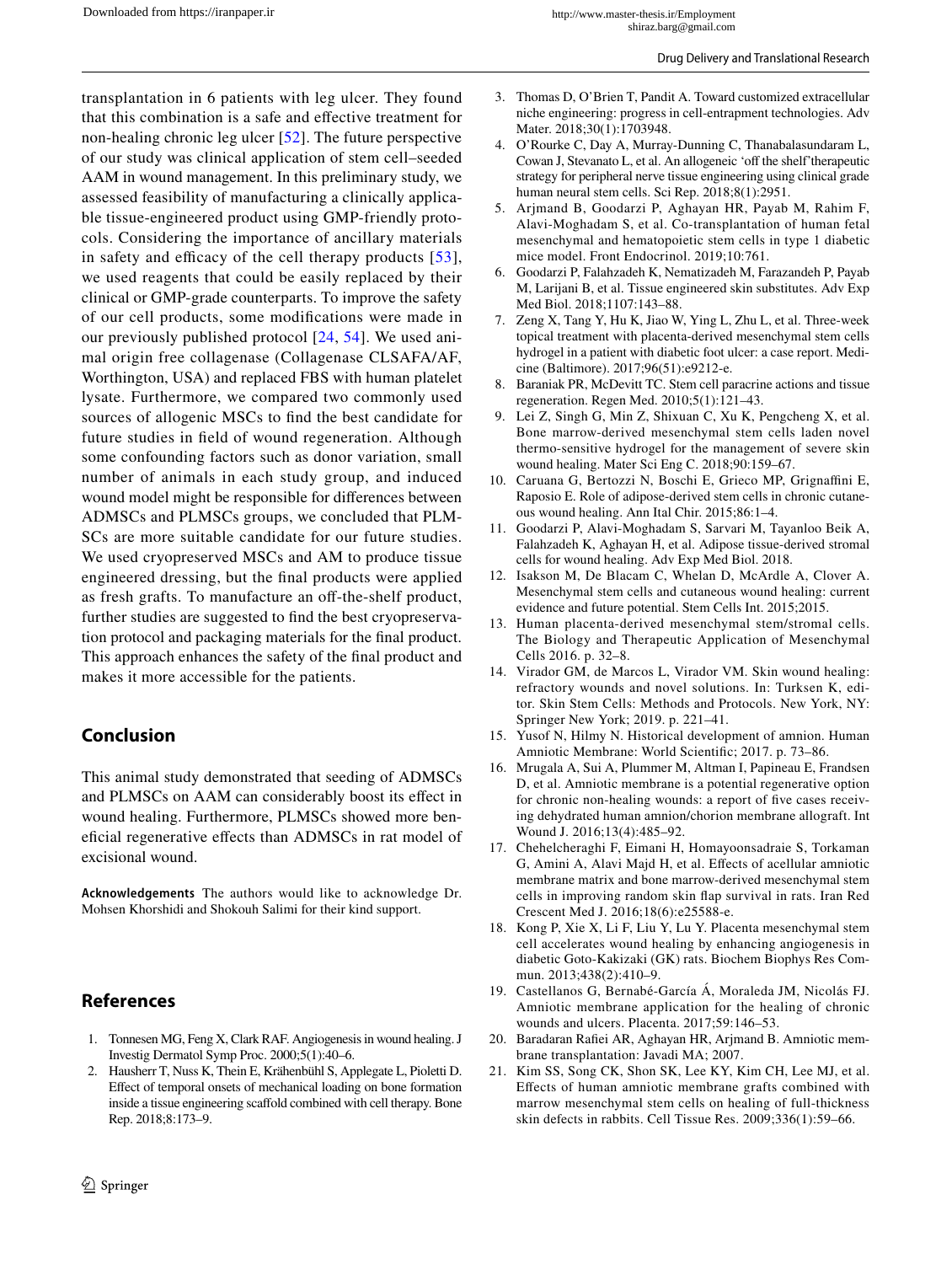transplantation in 6 patients with leg ulcer. They found that this combination is a safe and effective treatment for non-healing chronic leg ulcer [52]. The future perspective of our study was clinical application of stem cell–seeded AAM in wound management. In this preliminary study, we assessed feasibility of manufacturing a clinically applicable tissue-engineered product using GMP-friendly protocols. Considering the importance of ancillary materials in safety and efficacy of the cell therapy products [53], we used reagents that could be easily replaced by their clinical or GMP-grade counterparts. To improve the safety of our cell products, some modifications were made in our previously published protocol [24, 54]. We used animal origin free collagenase (Collagenase CLSAFA/AF, Worthington, USA) and replaced FBS with human platelet lysate. Furthermore, we compared two commonly used sources of allogenic MSCs to find the best candidate for future studies in field of wound regeneration. Although some confounding factors such as donor variation, small number of animals in each study group, and induced wound model might be responsible for differences between ADMSCs and PLMSCs groups, we concluded that PLMSCs are more suitable candidate for our future studies. We used cryopreserved MSCs and AM to produce tissue engineered dressing, but the final products were applied as fresh grafts. To manufacture an off-the-shelf product, further studies are suggested to find the best cryopreservation protocol and packaging materials for the final product. This approach enhances the safety of the final product and makes it more accessible for the patients.

## Conclusion

This animal study demonstrated that seeding of ADMSCs and PLMSCs on AAM can considerably boost its effect in wound healing. Furthermore, PLMSCs showed more beneficial regenerative effects than ADMSCs in rat model of excisional wound.

**Acknowledgements** The authors would like to acknowledge Dr. Mohsen Khorshidi and Shokouh Salimi for their kind support.

## References

1. Tonnesen MG, Feng X, Clark RAF. Angiogenesis in wound healing. J Investig Dermatol Symp Proc. 2000;5(1):40–6.
2. Hausherr T, Nuss K, Thein E, Krähenbühl S, Applegate L, Pioletti D. Effect of temporal onsets of mechanical loading on bone formation inside a tissue engineering scaffold combined with cell therapy. Bone Rep. 2018;8:173–9.
3. Thomas D, O'Brien T, Pandit A. Toward customized extracellular niche engineering: progress in cell-entrapment technologies. Adv Mater. 2018;30(1):1703948.
4. O'Rourke C, Day A, Murray-Dunning C, Thanabalasundaram L, Cowan J, Stevanato L, et al. An allogeneic 'off the shelf'therapeutic strategy for peripheral nerve tissue engineering using clinical grade human neural stem cells. Sci Rep. 2018;8(1):2951.
5. Arjmand B, Goodarzi P, Aghayan HR, Payab M, Rahim F, Alavi-Moghadam S, et al. Co-transplantation of human fetal mesenchymal and hematopoietic stem cells in type 1 diabetic mice model. Front Endocrinol. 2019;10:761.
6. Goodarzi P, Falahzadeh K, Nematizadeh M, Farazandeh P, Payab M, Larijani B, et al. Tissue engineered skin substitutes. Adv Exp Med Biol. 2018;1107:143–88.
7. Zeng X, Tang Y, Hu K, Jiao W, Ying L, Zhu L, et al. Three-week topical treatment with placenta-derived mesenchymal stem cells hydrogel in a patient with diabetic foot ulcer: a case report. Medicine (Baltimore). 2017;96(51):e9212-e.
8. Baraniak PR, McDevitt TC. Stem cell paracrine actions and tissue regeneration. Regen Med. 2010;5(1):121–43.
9. Lei Z, Singh G, Min Z, Shixuan C, Xu K, Pengcheng X, et al. Bone marrow-derived mesenchymal stem cells laden novel thermo-sensitive hydrogel for the management of severe skin wound healing. Mater Sci Eng C. 2018;90:159–67.
10. Caruana G, Bertozzi N, Boschi E, Grieco MP, Grignaffini E, Raposio E. Role of adipose-derived stem cells in chronic cutaneous wound healing. Ann Ital Chir. 2015;86:1–4.
11. Goodarzi P, Alavi-Moghadam S, Sarvari M, Tayanloo Beik A, Falahzadeh K, Aghayan H, et al. Adipose tissue-derived stromal cells for wound healing. Adv Exp Med Biol. 2018.
12. Isakson M, De Blacam C, Whelan D, McArdle A, Clover A. Mesenchymal stem cells and cutaneous wound healing: current evidence and future potential. Stem Cells Int. 2015;2015.
13. Human placenta-derived mesenchymal stem/stromal cells. The Biology and Therapeutic Application of Mesenchymal Cells 2016. p. 32–8.
14. Virador GM, de Marcos L, Virador VM. Skin wound healing: refractory wounds and novel solutions. In: Turksen K, editor. Skin Stem Cells: Methods and Protocols. New York, NY: Springer New York; 2019. p. 221–41.
15. Yusof N, Hilmy N. Historical development of amnion. Human Amniotic Membrane: World Scientific; 2017. p. 73–86.
16. Mrugala A, Sui A, Plummer M, Altman I, Papineau E, Frandsen D, et al. Amniotic membrane is a potential regenerative option for chronic non-healing wounds: a report of five cases receiving dehydrated human amnion/chorion membrane allograft. Int Wound J. 2016;13(4):485–92.
17. Chehelcheraghi F, Eimani H, Homayoonsadraie S, Torkaman G, Amini A, Alavi Majd H, et al. Effects of acellular amniotic membrane matrix and bone marrow-derived mesenchymal stem cells in improving random skin flap survival in rats. Iran Red Crescent Med J. 2016;18(6):e25588-e.
18. Kong P, Xie X, Li F, Liu Y, Lu Y. Placenta mesenchymal stem cell accelerates wound healing by enhancing angiogenesis in diabetic Goto-Kakizaki (GK) rats. Biochem Biophys Res Commun. 2013;438(2):410–9.
19. Castellanos G, Bernabé-García Á, Moraleda JM, Nicolás FJ. Amniotic membrane application for the healing of chronic wounds and ulcers. Placenta. 2017;59:146–53.
20. Baradaran Rafiei AR, Aghayan HR, Arjmand B. Amniotic membrane transplantation: Javadi MA; 2007.
21. Kim SS, Song CK, Shon SK, Lee KY, Kim CH, Lee MJ, et al. Effects of human amniotic membrane grafts combined with marrow mesenchymal stem cells on healing of full-thickness skin defects in rabbits. Cell Tissue Res. 2009;336(1):59–66.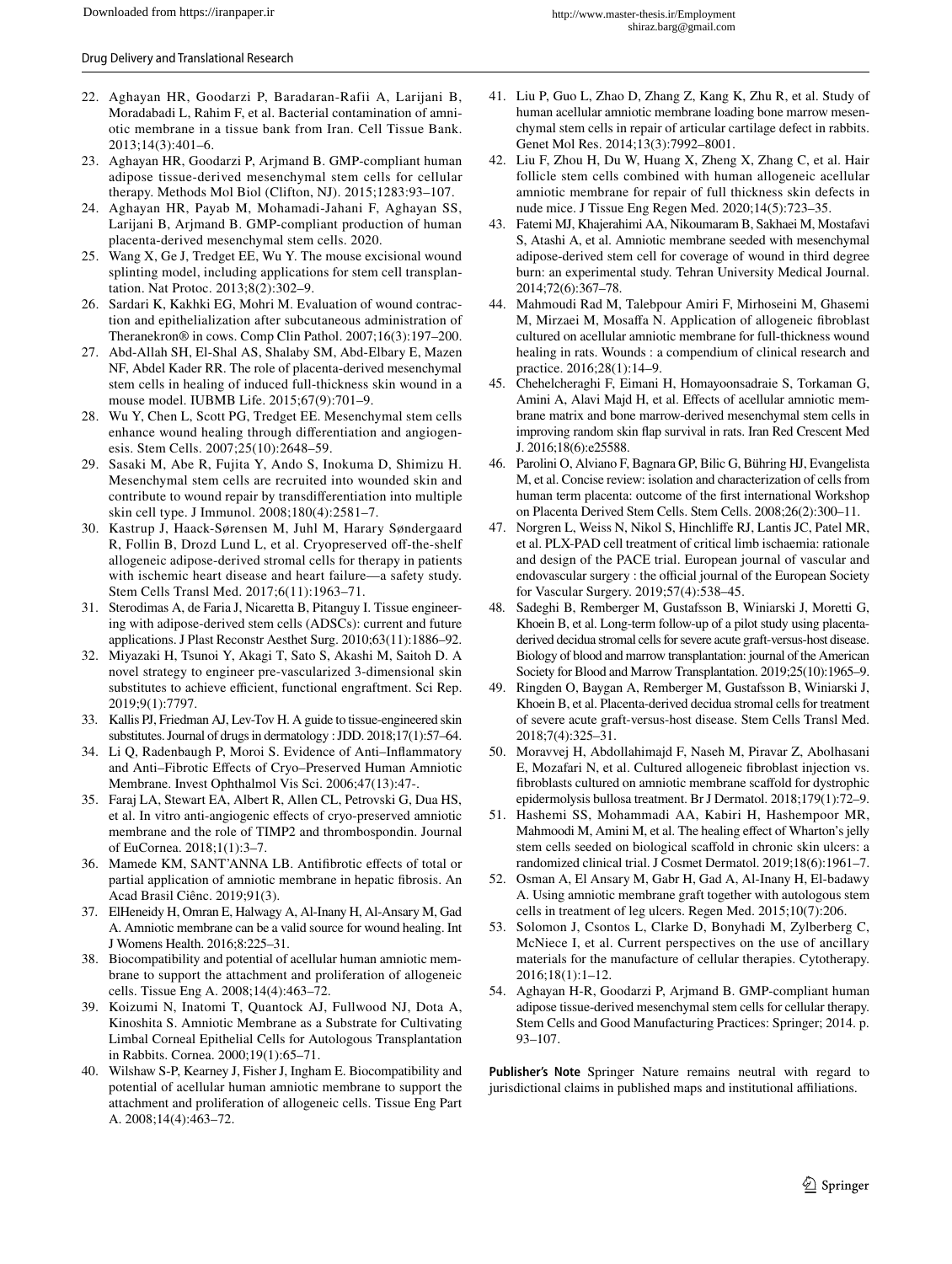22. Aghayan HR, Goodarzi P, Baradaran-Rafii A, Larijani B, Moradabadi L, Rahim F, et al. Bacterial contamination of amniotic membrane in a tissue bank from Iran. Cell Tissue Bank. 2013;14(3):401–6.
23. Aghayan HR, Goodarzi P, Arjmand B. GMP-compliant human adipose tissue-derived mesenchymal stem cells for cellular therapy. Methods Mol Biol (Clifton, NJ). 2015;1283:93–107.
24. Aghayan HR, Payab M, Mohamadi-Jahani F, Aghayan SS, Larijani B, Arjmand B. GMP-compliant production of human placenta-derived mesenchymal stem cells. 2020.
25. Wang X, Ge J, Tredget EE, Wu Y. The mouse excisional wound splinting model, including applications for stem cell transplantation. Nat Protoc. 2013;8(2):302–9.
26. Sardari K, Kakhki EG, Mohri M. Evaluation of wound contraction and epithelialization after subcutaneous administration of Theranekron® in cows. Comp Clin Pathol. 2007;16(3):197–200.
27. Abd-Allah SH, El-Shal AS, Shalaby SM, Abd-Elbary E, Mazen NF, Abdel Kader RR. The role of placenta-derived mesenchymal stem cells in healing of induced full-thickness skin wound in a mouse model. IUBMB Life. 2015;67(9):701–9.
28. Wu Y, Chen L, Scott PG, Tredget EE. Mesenchymal stem cells enhance wound healing through differentiation and angiogenesis. Stem Cells. 2007;25(10):2648–59.
29. Sasaki M, Abe R, Fujita Y, Ando S, Inokuma D, Shimizu H. Mesenchymal stem cells are recruited into wounded skin and contribute to wound repair by transdifferentiation into multiple skin cell type. J Immunol. 2008;180(4):2581–7.
30. Kastrup J, Haack-Sørensen M, Juhl M, Harary Søndergaard R, Follin B, Drozd Lund L, et al. Cryopreserved off-the-shelf allogeneic adipose-derived stromal cells for therapy in patients with ischemic heart disease and heart failure—a safety study. Stem Cells Transl Med. 2017;6(11):1963–71.
31. Sterodimas A, de Faria J, Nicaretta B, Pitanguy I. Tissue engineering with adipose-derived stem cells (ADSCs): current and future applications. J Plast Reconstr Aesthet Surg. 2010;63(11):1886–92.
32. Miyazaki H, Tsunoi Y, Akagi T, Sato S, Akashi M, Saitoh D. A novel strategy to engineer pre-vascularized 3-dimensional skin substitutes to achieve efficient, functional engraftment. Sci Rep. 2019;9(1):7797.
33. Kallis PJ, Friedman AJ, Lev-Tov H. A guide to tissue-engineered skin substitutes. Journal of drugs in dermatology : JDD. 2018;17(1):57–64.
34. Li Q, Radenbaugh P, Moroi S. Evidence of Anti–Inflammatory and Anti–Fibrotic Effects of Cryo–Preserved Human Amniotic Membrane. Invest Ophthalmol Vis Sci. 2006;47(13):47-.
35. Faraj LA, Stewart EA, Albert R, Allen CL, Petrovski G, Dua HS, et al. In vitro anti-angiogenic effects of cryo-preserved amniotic membrane and the role of TIMP2 and thrombospondin. Journal of EuCornea. 2018;1(1):3–7.
36. Mamede KM, SANT'ANNA LB. Antifibrotic effects of total or partial application of amniotic membrane in hepatic fibrosis. An Acad Brasil Ciênc. 2019;91(3).
37. ElHeneidy H, Omran E, Halwagy A, Al-Inany H, Al-Ansary M, Gad A. Amniotic membrane can be a valid source for wound healing. Int J Womens Health. 2016;8:225–31.
38. Biocompatibility and potential of acellular human amniotic membrane to support the attachment and proliferation of allogeneic cells. Tissue Eng A. 2008;14(4):463–72.
39. Koizumi N, Inatomi T, Quantock AJ, Fullwood NJ, Dota A, Kinoshita S. Amniotic Membrane as a Substrate for Cultivating Limbal Corneal Epithelial Cells for Autologous Transplantation in Rabbits. Cornea. 2000;19(1):65–71.
40. Wilshaw S-P, Kearney J, Fisher J, Ingham E. Biocompatibility and potential of acellular human amniotic membrane to support the attachment and proliferation of allogeneic cells. Tissue Eng Part A. 2008;14(4):463–72.
41. Liu P, Guo L, Zhao D, Zhang Z, Kang K, Zhu R, et al. Study of human acellular amniotic membrane loading bone marrow mesenchymal stem cells in repair of articular cartilage defect in rabbits. Genet Mol Res. 2014;13(3):7992–8001.
42. Liu F, Zhou H, Du W, Huang X, Zheng X, Zhang C, et al. Hair follicle stem cells combined with human allogeneic acellular amniotic membrane for repair of full thickness skin defects in nude mice. J Tissue Eng Regen Med. 2020;14(5):723–35.
43. Fatemi MJ, Khajerahimi AA, Nikoumaram B, Sakhaei M, Mostafavi S, Atashi A, et al. Amniotic membrane seeded with mesenchymal adipose-derived stem cell for coverage of wound in third degree burn: an experimental study. Tehran University Medical Journal. 2014;72(6):367–78.
44. Mahmoudi Rad M, Talebpour Amiri F, Mirhoseini M, Ghasemi M, Mirzaei M, Mosaffa N. Application of allogeneic fibroblast cultured on acellular amniotic membrane for full-thickness wound healing in rats. Wounds : a compendium of clinical research and practice. 2016;28(1):14–9.
45. Chehelcheraghi F, Eimani H, Homayoonsadraie S, Torkaman G, Amini A, Alavi Majd H, et al. Effects of acellular amniotic membrane matrix and bone marrow-derived mesenchymal stem cells in improving random skin flap survival in rats. Iran Red Crescent Med J. 2016;18(6):e25588.
46. Parolini O, Alviano F, Bagnara GP, Bilic G, Bühring HJ, Evangelista M, et al. Concise review: isolation and characterization of cells from human term placenta: outcome of the first international Workshop on Placenta Derived Stem Cells. Stem Cells. 2008;26(2):300–11.
47. Norgren L, Weiss N, Nikol S, Hinchliffe RJ, Lantis JC, Patel MR, et al. PLX-PAD cell treatment of critical limb ischaemia: rationale and design of the PACE trial. European journal of vascular and endovascular surgery : the official journal of the European Society for Vascular Surgery. 2019;57(4):538–45.
48. Sadeghi B, Remberger M, Gustafsson B, Winiarski J, Moretti G, Khoein B, et al. Long-term follow-up of a pilot study using placenta-derived decidua stromal cells for severe acute graft-versus-host disease. Biology of blood and marrow transplantation: journal of the American Society for Blood and Marrow Transplantation. 2019;25(10):1965–9.
49. Ringden O, Baygan A, Remberger M, Gustafsson B, Winiarski J, Khoein B, et al. Placenta-derived decidua stromal cells for treatment of severe acute graft-versus-host disease. Stem Cells Transl Med. 2018;7(4):325–31.
50. Moravvej H, Abdollahimajd F, Naseh M, Piravar Z, Abolhasani E, Mozafari N, et al. Cultured allogeneic fibroblast injection vs. fibroblasts cultured on amniotic membrane scaffold for dystrophic epidermolysis bullosa treatment. Br J Dermatol. 2018;179(1):72–9.
51. Hashemi SS, Mohammadi AA, Kabiri H, Hashempoor MR, Mahmoodi M, Amini M, et al. The healing effect of Wharton's jelly stem cells seeded on biological scaffold in chronic skin ulcers: a randomized clinical trial. J Cosmet Dermatol. 2019;18(6):1961–7.
52. Osman A, El Ansary M, Gabr H, Gad A, Al-Inany H, El-badawy A. Using amniotic membrane graft together with autologous stem cells in treatment of leg ulcers. Regen Med. 2015;10(7):206.
53. Solomon J, Csontos L, Clarke D, Bonyhadi M, Zylberberg C, McNiece I, et al. Current perspectives on the use of ancillary materials for the manufacture of cellular therapies. Cytotherapy. 2016;18(1):1–12.
54. Aghayan H-R, Goodarzi P, Arjmand B. GMP-compliant human adipose tissue-derived mesenchymal stem cells for cellular therapy. Stem Cells and Good Manufacturing Practices: Springer; 2014. p. 93–107.

**Publisher's Note** Springer Nature remains neutral with regard to jurisdictional claims in published maps and institutional affiliations.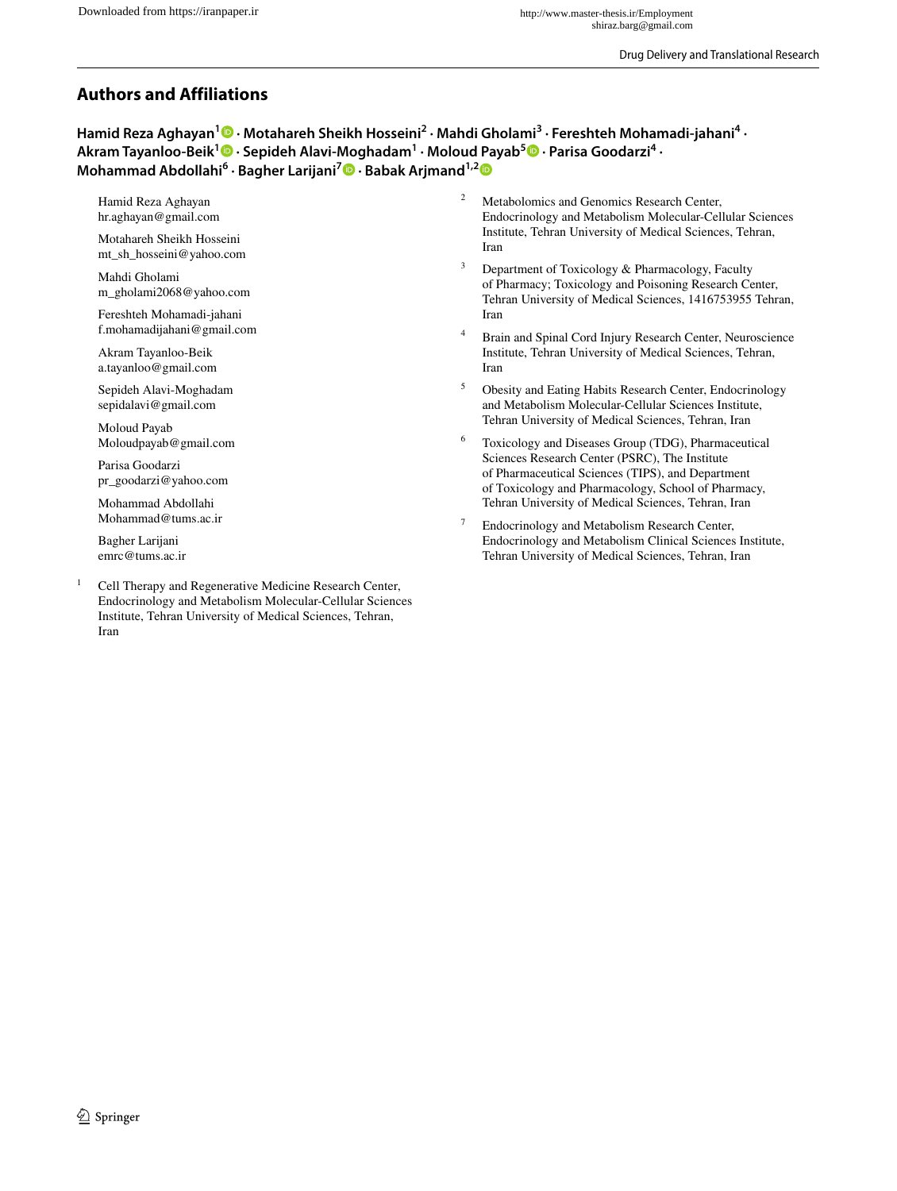## Authors and Affiliations

**Hamid Reza Aghayan[1] · Motahareh Sheikh Hosseini[2] · Mahdi Gholami[3] · Fereshteh Mohamadi-jahani[4] · Akram Tayanloo-Beik[1] · Sepideh Alavi-Moghadam[1] · Moloud Payab[5] · Parisa Goodarzi[4] · Mohammad Abdollahi[6] · Bagher Larijani[7] · Babak Arjmand[1,2]**

Hamid Reza Aghayan
hr.aghayan@gmail.com

Motahareh Sheikh Hosseini
mt_sh_hosseini@yahoo.com

Mahdi Gholami
m_gholami2068@yahoo.com

Fereshteh Mohamadi-jahani
f.mohamadijahani@gmail.com

Akram Tayanloo-Beik
a.tayanloo@gmail.com

Sepideh Alavi-Moghadam
sepidalavi@gmail.com

Moloud Payab
Moloudpayab@gmail.com

Parisa Goodarzi
pr_goodarzi@yahoo.com

Mohammad Abdollahi
Mohammad@tums.ac.ir

Bagher Larijani
emrc@tums.ac.ir

[1] Cell Therapy and Regenerative Medicine Research Center, Endocrinology and Metabolism Molecular-Cellular Sciences Institute, Tehran University of Medical Sciences, Tehran, Iran

[2] Metabolomics and Genomics Research Center, Endocrinology and Metabolism Molecular-Cellular Sciences Institute, Tehran University of Medical Sciences, Tehran, Iran

[3] Department of Toxicology & Pharmacology, Faculty of Pharmacy; Toxicology and Poisoning Research Center, Tehran University of Medical Sciences, 1416753955 Tehran, Iran

[4] Brain and Spinal Cord Injury Research Center, Neuroscience Institute, Tehran University of Medical Sciences, Tehran, Iran

[5] Obesity and Eating Habits Research Center, Endocrinology and Metabolism Molecular-Cellular Sciences Institute, Tehran University of Medical Sciences, Tehran, Iran

[6] Toxicology and Diseases Group (TDG), Pharmaceutical Sciences Research Center (PSRC), The Institute of Pharmaceutical Sciences (TIPS), and Department of Toxicology and Pharmacology, School of Pharmacy, Tehran University of Medical Sciences, Tehran, Iran

[7] Endocrinology and Metabolism Research Center, Endocrinology and Metabolism Clinical Sciences Institute, Tehran University of Medical Sciences, Tehran, Iran